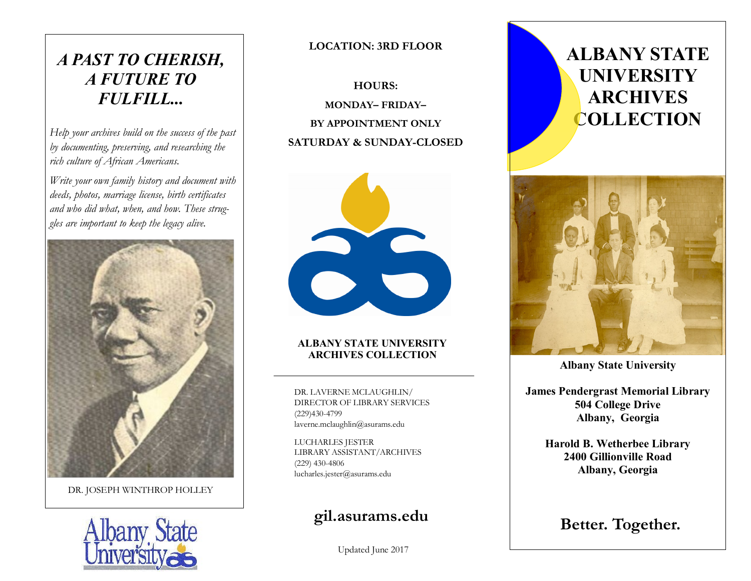# *A PAST TO CHERISH, A FUTURE TO FULFILL...*

*Help your archives build on the success of the past by documenting, preserving, and researching the rich culture of African Americans.*

*Write your own family history and document with deeds, photos, marriage license, birth certificates and who did what, when, and how. These struggles are important to keep the legacy alive.*

DR. JOSEPH WINTHROP HOLLEY

Albany State University

**LOCATION: 3RD FLOOR**

**HOURS:**

**MONDAY– FRIDAY–**

**BY APPOINTMENT ONLY**

**SATURDAY & SUNDAY-CLOSED**

**ALBANY STATE UNIVERSITY ARCHIVES COLLECTION**

---

DR. LAVERNE MCLAUGHLIN/
DIRECTOR OF LIBRARY SERVICES
(229)430-4799
laverne.mclaughlin@asurams.edu

LUCHARLES JESTER
LIBRARY ASSISTANT/ARCHIVES
(229) 430-4806
lucharles.jester@asurams.edu

## gil.asurams.edu

Updated June 2017

# ALBANY STATE UNIVERSITY ARCHIVES COLLECTION

**Albany State University**

**James Pendergrast Memorial Library**
**504 College Drive**
**Albany, Georgia**

**Harold B. Wetherbee Library**
**2400 Gillionville Road**
**Albany, Georgia**

## Better. Together.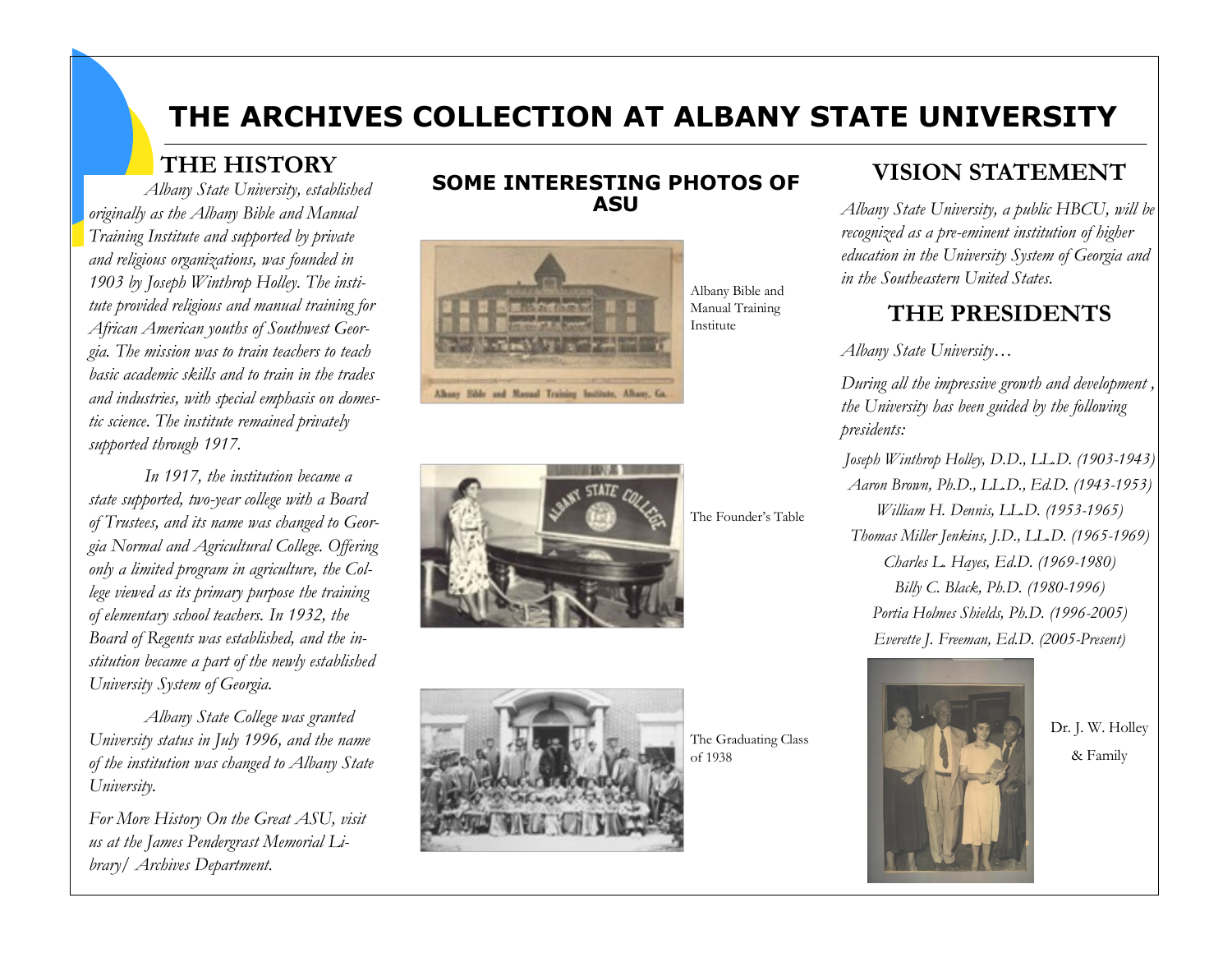# THE ARCHIVES COLLECTION AT ALBANY STATE UNIVERSITY

## THE HISTORY

*Albany State University, established originally as the Albany Bible and Manual Training Institute and supported by private and religious organizations, was founded in 1903 by Joseph Winthrop Holley. The institute provided religious and manual training for African American youths of Southwest Georgia. The mission was to train teachers to teach basic academic skills and to train in the trades and industries, with special emphasis on domestic science. The institute remained privately supported through 1917.*

*In 1917, the institution became a state supported, two-year college with a Board of Trustees, and its name was changed to Georgia Normal and Agricultural College. Offering only a limited program in agriculture, the College viewed as its primary purpose the training of elementary school teachers. In 1932, the Board of Regents was established, and the institution became a part of the newly established University System of Georgia.*

*Albany State College was granted University status in July 1996, and the name of the institution was changed to Albany State University.*

*For More History On the Great ASU, visit us at the James Pendergrast Memorial Library/ Archives Department.*

### SOME INTERESTING PHOTOS OF ASU

Albany Bible and Manual Training Institute

The Founder's Table

The Graduating Class of 1938

## VISION STATEMENT

*Albany State University, a public HBCU, will be recognized as a pre-eminent institution of higher education in the University System of Georgia and in the Southeastern United States.*

## THE PRESIDENTS

*Albany State University…*

*During all the impressive growth and development , the University has been guided by the following presidents:*

*Joseph Winthrop Holley, D.D., LL.D. (1903-1943)*
*Aaron Brown, Ph.D., LL.D., Ed.D. (1943-1953)*
*William H. Dennis, LL.D. (1953-1965)*
*Thomas Miller Jenkins, J.D., LL.D. (1965-1969)*
*Charles L. Hayes, Ed.D. (1969-1980)*
*Billy C. Black, Ph.D. (1980-1996)*
*Portia Holmes Shields, Ph.D. (1996-2005)*
*Everette J. Freeman, Ed.D. (2005-Present)*

Dr. J. W. Holley & Family